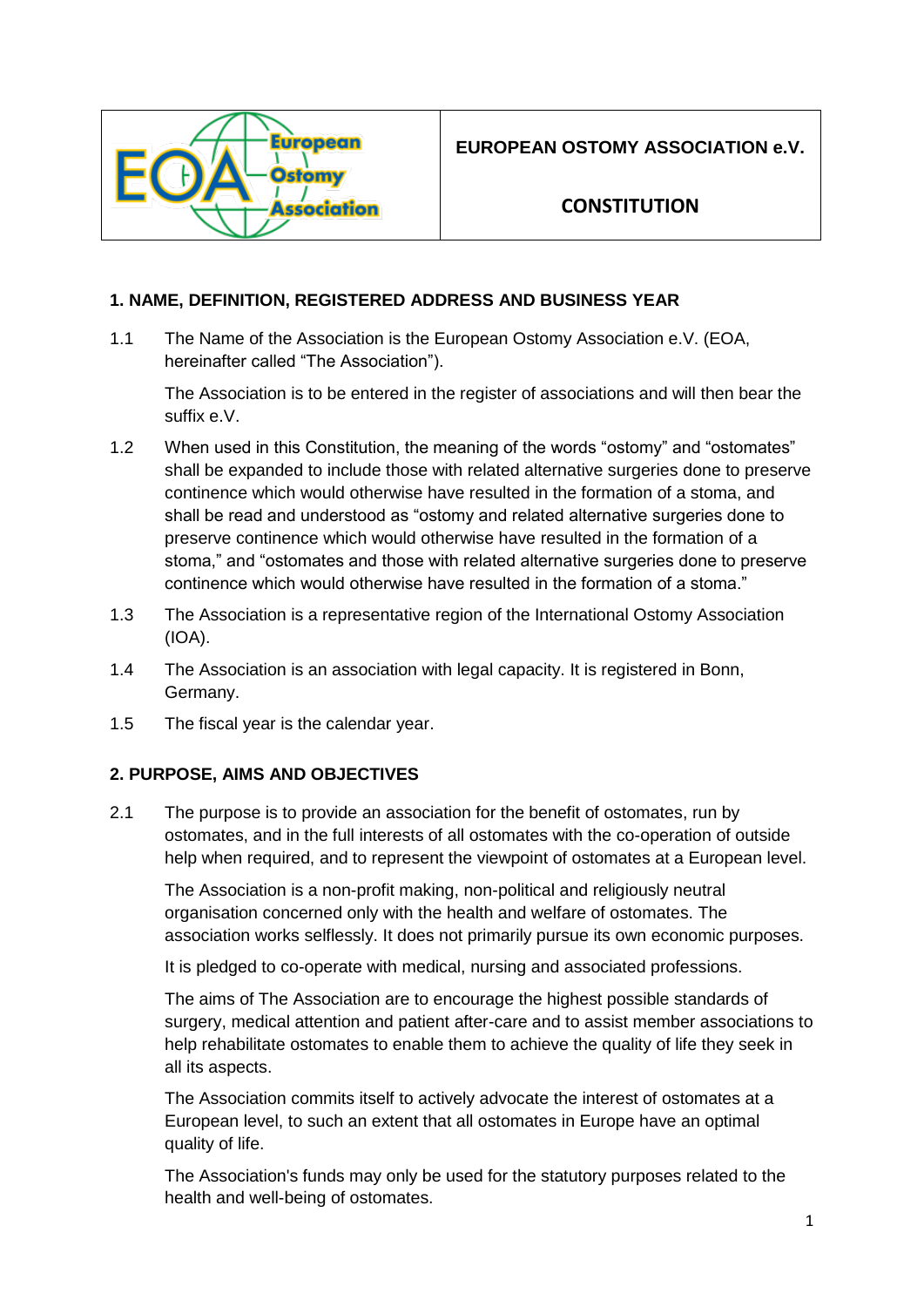| | EUROPEAN OSTOMY ASSOCIATION e.V. |
|---|---|
| European Ostomy Association | CONSTITUTION |

## 1. NAME, DEFINITION, REGISTERED ADDRESS AND BUSINESS YEAR

1.1 The Name of the Association is the European Ostomy Association e.V. (EOA, hereinafter called "The Association").

The Association is to be entered in the register of associations and will then bear the suffix e.V.

1.2 When used in this Constitution, the meaning of the words "ostomy" and "ostomates" shall be expanded to include those with related alternative surgeries done to preserve continence which would otherwise have resulted in the formation of a stoma, and shall be read and understood as "ostomy and related alternative surgeries done to preserve continence which would otherwise have resulted in the formation of a stoma," and "ostomates and those with related alternative surgeries done to preserve continence which would otherwise have resulted in the formation of a stoma."

1.3 The Association is a representative region of the International Ostomy Association (IOA).

1.4 The Association is an association with legal capacity. It is registered in Bonn, Germany.

1.5 The fiscal year is the calendar year.

## 2. PURPOSE, AIMS AND OBJECTIVES

2.1 The purpose is to provide an association for the benefit of ostomates, run by ostomates, and in the full interests of all ostomates with the co-operation of outside help when required, and to represent the viewpoint of ostomates at a European level.

The Association is a non-profit making, non-political and religiously neutral organisation concerned only with the health and welfare of ostomates. The association works selflessly. It does not primarily pursue its own economic purposes.

It is pledged to co-operate with medical, nursing and associated professions.

The aims of The Association are to encourage the highest possible standards of surgery, medical attention and patient after-care and to assist member associations to help rehabilitate ostomates to enable them to achieve the quality of life they seek in all its aspects.

The Association commits itself to actively advocate the interest of ostomates at a European level, to such an extent that all ostomates in Europe have an optimal quality of life.

The Association's funds may only be used for the statutory purposes related to the health and well-being of ostomates.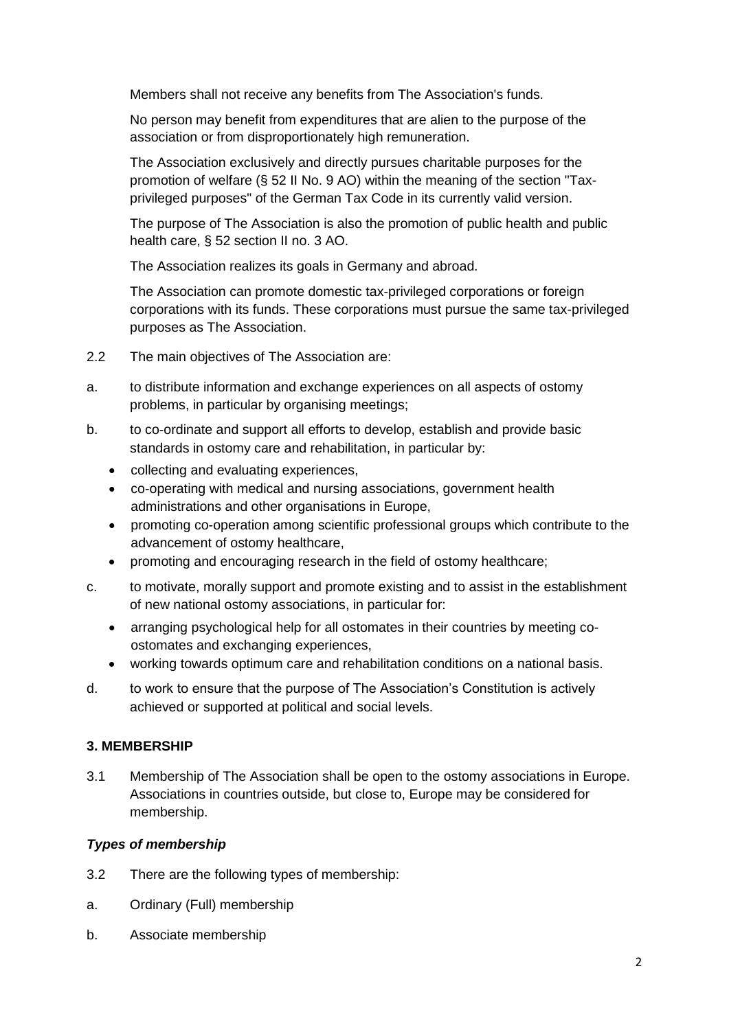Members shall not receive any benefits from The Association's funds.

No person may benefit from expenditures that are alien to the purpose of the association or from disproportionately high remuneration.

The Association exclusively and directly pursues charitable purposes for the promotion of welfare (§ 52 II No. 9 AO) within the meaning of the section "Tax-privileged purposes" of the German Tax Code in its currently valid version.

The purpose of The Association is also the promotion of public health and public health care, § 52 section II no. 3 AO.

The Association realizes its goals in Germany and abroad.

The Association can promote domestic tax-privileged corporations or foreign corporations with its funds. These corporations must pursue the same tax-privileged purposes as The Association.

2.2 The main objectives of The Association are:

a. to distribute information and exchange experiences on all aspects of ostomy problems, in particular by organising meetings;

b. to co-ordinate and support all efforts to develop, establish and provide basic standards in ostomy care and rehabilitation, in particular by:
   - collecting and evaluating experiences,
   - co-operating with medical and nursing associations, government health administrations and other organisations in Europe,
   - promoting co-operation among scientific professional groups which contribute to the advancement of ostomy healthcare,
   - promoting and encouraging research in the field of ostomy healthcare;

c. to motivate, morally support and promote existing and to assist in the establishment of new national ostomy associations, in particular for:
   - arranging psychological help for all ostomates in their countries by meeting co-ostomates and exchanging experiences,
   - working towards optimum care and rehabilitation conditions on a national basis.

d. to work to ensure that the purpose of The Association's Constitution is actively achieved or supported at political and social levels.

### 3. MEMBERSHIP

3.1 Membership of The Association shall be open to the ostomy associations in Europe. Associations in countries outside, but close to, Europe may be considered for membership.

***Types of membership***

3.2 There are the following types of membership:

a. Ordinary (Full) membership

b. Associate membership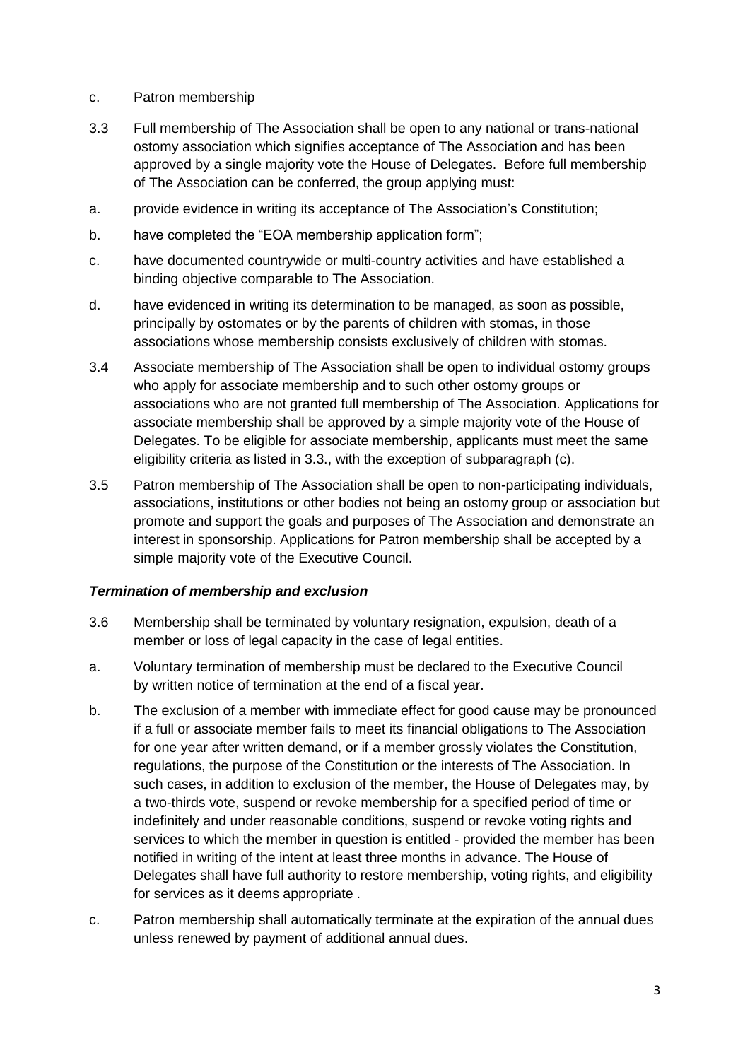c. Patron membership

3.3 Full membership of The Association shall be open to any national or trans-national ostomy association which signifies acceptance of The Association and has been approved by a single majority vote the House of Delegates. Before full membership of The Association can be conferred, the group applying must:

a. provide evidence in writing its acceptance of The Association's Constitution;

b. have completed the "EOA membership application form";

c. have documented countrywide or multi-country activities and have established a binding objective comparable to The Association.

d. have evidenced in writing its determination to be managed, as soon as possible, principally by ostomates or by the parents of children with stomas, in those associations whose membership consists exclusively of children with stomas.

3.4 Associate membership of The Association shall be open to individual ostomy groups who apply for associate membership and to such other ostomy groups or associations who are not granted full membership of The Association. Applications for associate membership shall be approved by a simple majority vote of the House of Delegates. To be eligible for associate membership, applicants must meet the same eligibility criteria as listed in 3.3., with the exception of subparagraph (c).

3.5 Patron membership of The Association shall be open to non-participating individuals, associations, institutions or other bodies not being an ostomy group or association but promote and support the goals and purposes of The Association and demonstrate an interest in sponsorship. Applications for Patron membership shall be accepted by a simple majority vote of the Executive Council.

### *Termination of membership and exclusion*

3.6 Membership shall be terminated by voluntary resignation, expulsion, death of a member or loss of legal capacity in the case of legal entities.

a. Voluntary termination of membership must be declared to the Executive Council by written notice of termination at the end of a fiscal year.

b. The exclusion of a member with immediate effect for good cause may be pronounced if a full or associate member fails to meet its financial obligations to The Association for one year after written demand, or if a member grossly violates the Constitution, regulations, the purpose of the Constitution or the interests of The Association. In such cases, in addition to exclusion of the member, the House of Delegates may, by a two-thirds vote, suspend or revoke membership for a specified period of time or indefinitely and under reasonable conditions, suspend or revoke voting rights and services to which the member in question is entitled - provided the member has been notified in writing of the intent at least three months in advance. The House of Delegates shall have full authority to restore membership, voting rights, and eligibility for services as it deems appropriate .

c. Patron membership shall automatically terminate at the expiration of the annual dues unless renewed by payment of additional annual dues.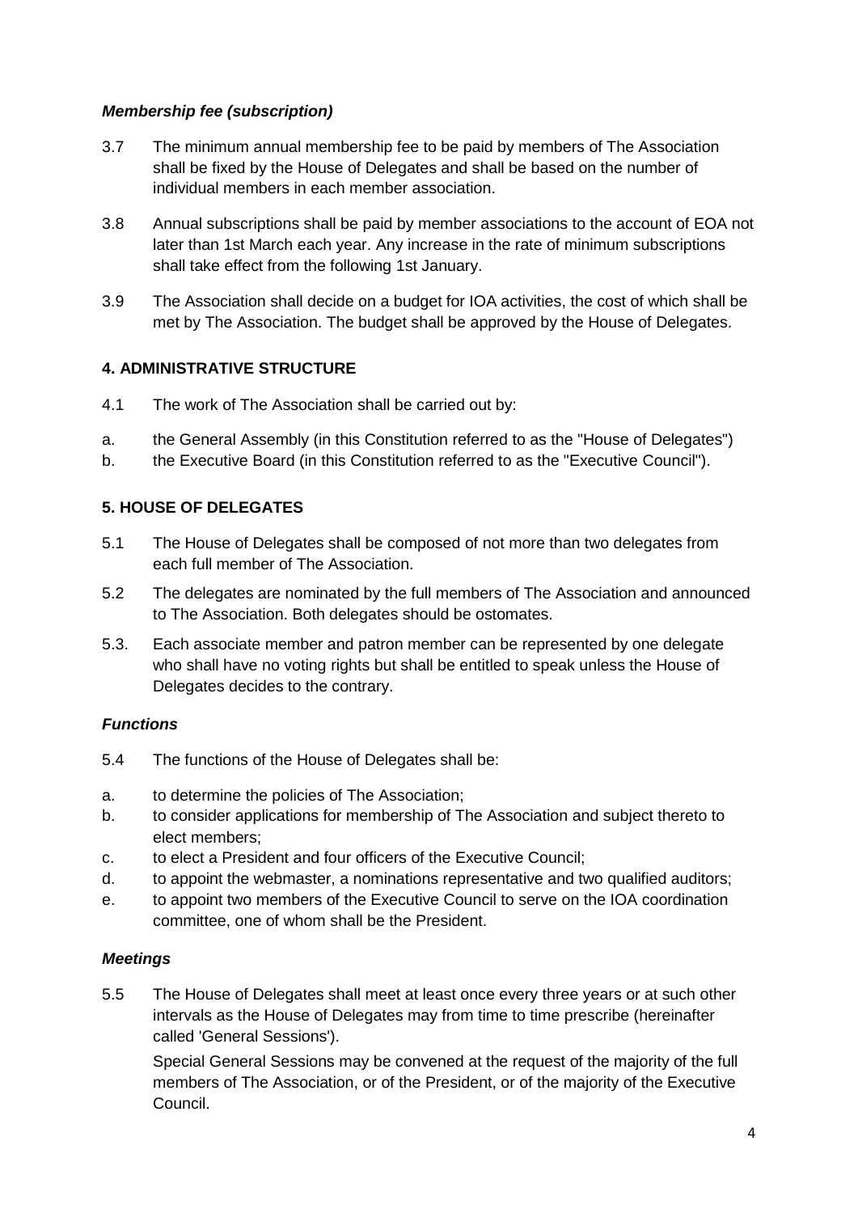### *Membership fee (subscription)*

3.7 The minimum annual membership fee to be paid by members of The Association shall be fixed by the House of Delegates and shall be based on the number of individual members in each member association.

3.8 Annual subscriptions shall be paid by member associations to the account of EOA not later than 1st March each year. Any increase in the rate of minimum subscriptions shall take effect from the following 1st January.

3.9 The Association shall decide on a budget for IOA activities, the cost of which shall be met by The Association. The budget shall be approved by the House of Delegates.

## 4. ADMINISTRATIVE STRUCTURE

4.1 The work of The Association shall be carried out by:

a. the General Assembly (in this Constitution referred to as the "House of Delegates")
b. the Executive Board (in this Constitution referred to as the "Executive Council").

## 5. HOUSE OF DELEGATES

5.1 The House of Delegates shall be composed of not more than two delegates from each full member of The Association.

5.2 The delegates are nominated by the full members of The Association and announced to The Association. Both delegates should be ostomates.

5.3. Each associate member and patron member can be represented by one delegate who shall have no voting rights but shall be entitled to speak unless the House of Delegates decides to the contrary.

### *Functions*

5.4 The functions of the House of Delegates shall be:

a. to determine the policies of The Association;
b. to consider applications for membership of The Association and subject thereto to elect members;
c. to elect a President and four officers of the Executive Council;
d. to appoint the webmaster, a nominations representative and two qualified auditors;
e. to appoint two members of the Executive Council to serve on the IOA coordination committee, one of whom shall be the President.

### *Meetings*

5.5 The House of Delegates shall meet at least once every three years or at such other intervals as the House of Delegates may from time to time prescribe (hereinafter called 'General Sessions').

Special General Sessions may be convened at the request of the majority of the full members of The Association, or of the President, or of the majority of the Executive Council.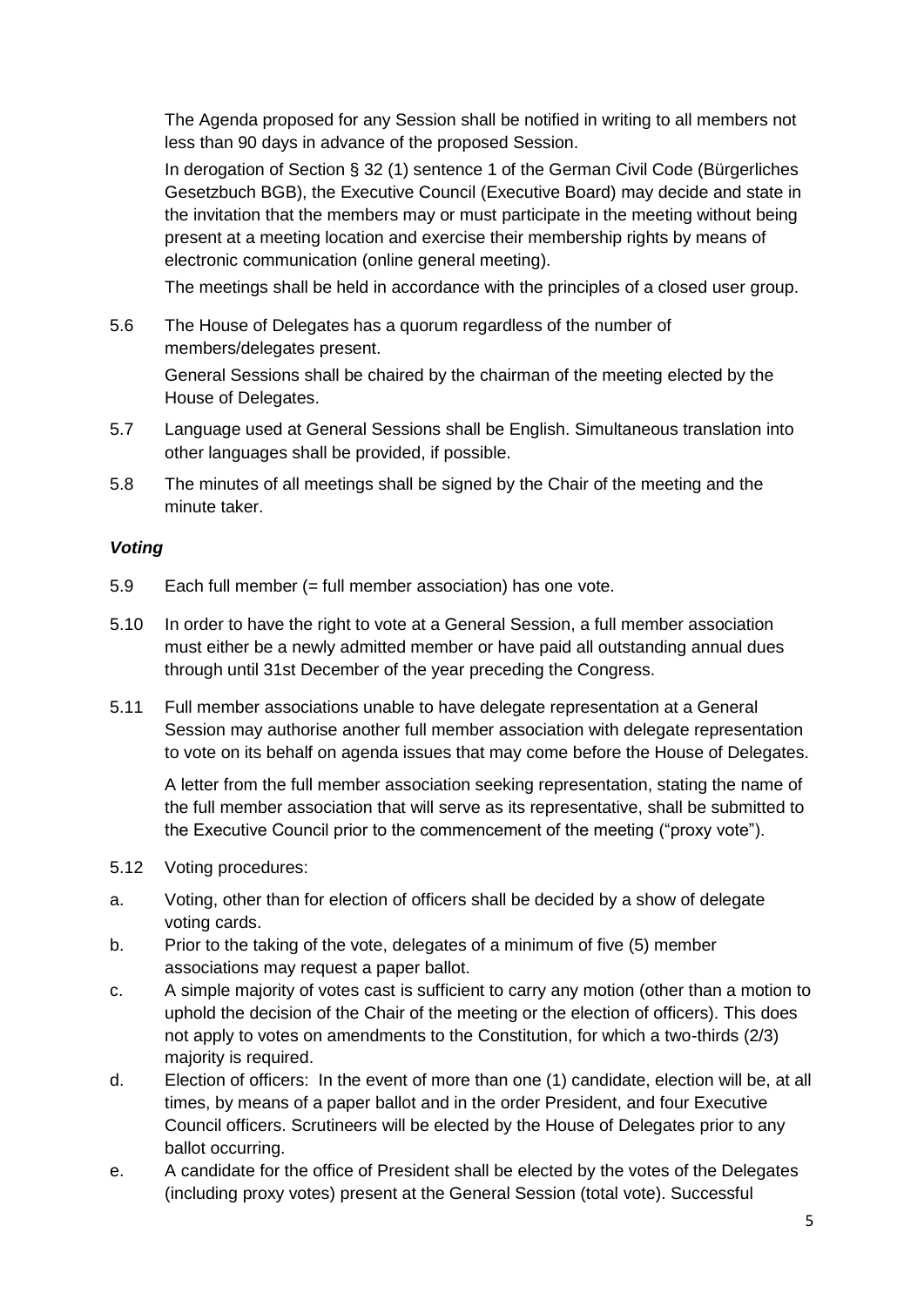The Agenda proposed for any Session shall be notified in writing to all members not less than 90 days in advance of the proposed Session.

In derogation of Section § 32 (1) sentence 1 of the German Civil Code (Bürgerliches Gesetzbuch BGB), the Executive Council (Executive Board) may decide and state in the invitation that the members may or must participate in the meeting without being present at a meeting location and exercise their membership rights by means of electronic communication (online general meeting).

The meetings shall be held in accordance with the principles of a closed user group.

5.6 The House of Delegates has a quorum regardless of the number of members/delegates present.

General Sessions shall be chaired by the chairman of the meeting elected by the House of Delegates.

5.7 Language used at General Sessions shall be English. Simultaneous translation into other languages shall be provided, if possible.

5.8 The minutes of all meetings shall be signed by the Chair of the meeting and the minute taker.

***Voting***

5.9 Each full member (= full member association) has one vote.

5.10 In order to have the right to vote at a General Session, a full member association must either be a newly admitted member or have paid all outstanding annual dues through until 31st December of the year preceding the Congress.

5.11 Full member associations unable to have delegate representation at a General Session may authorise another full member association with delegate representation to vote on its behalf on agenda issues that may come before the House of Delegates.

A letter from the full member association seeking representation, stating the name of the full member association that will serve as its representative, shall be submitted to the Executive Council prior to the commencement of the meeting ("proxy vote").

5.12 Voting procedures:

a. Voting, other than for election of officers shall be decided by a show of delegate voting cards.
b. Prior to the taking of the vote, delegates of a minimum of five (5) member associations may request a paper ballot.
c. A simple majority of votes cast is sufficient to carry any motion (other than a motion to uphold the decision of the Chair of the meeting or the election of officers). This does not apply to votes on amendments to the Constitution, for which a two-thirds (2/3) majority is required.
d. Election of officers: In the event of more than one (1) candidate, election will be, at all times, by means of a paper ballot and in the order President, and four Executive Council officers. Scrutineers will be elected by the House of Delegates prior to any ballot occurring.
e. A candidate for the office of President shall be elected by the votes of the Delegates (including proxy votes) present at the General Session (total vote). Successful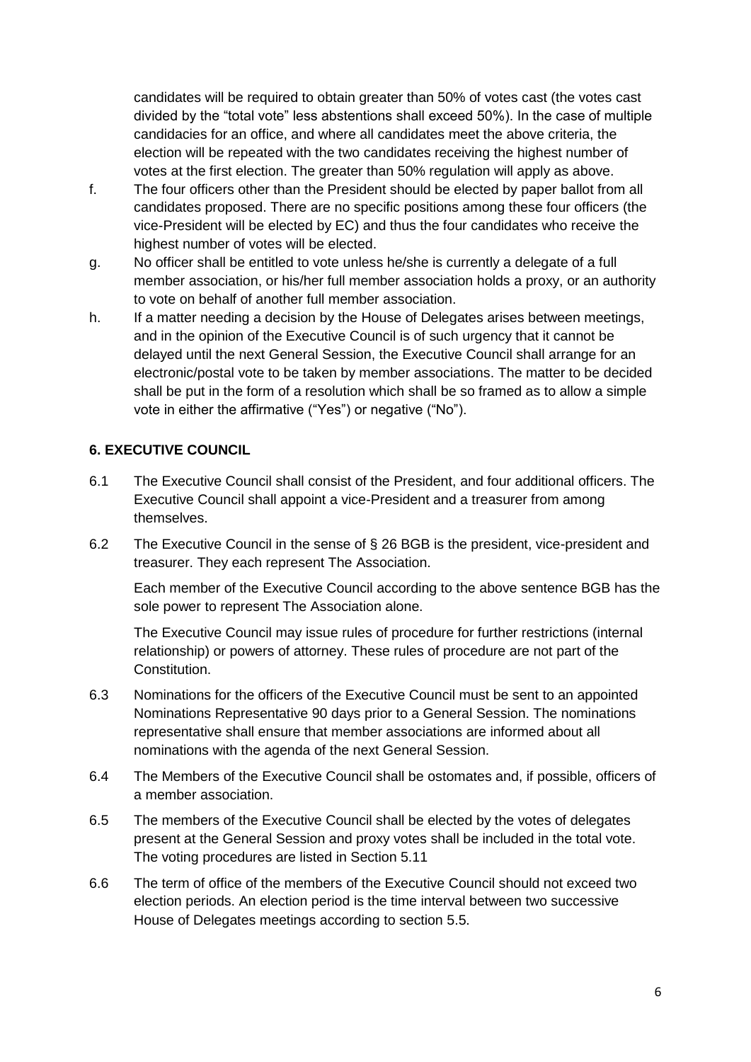candidates will be required to obtain greater than 50% of votes cast (the votes cast divided by the "total vote" less abstentions shall exceed 50%). In the case of multiple candidacies for an office, and where all candidates meet the above criteria, the election will be repeated with the two candidates receiving the highest number of votes at the first election. The greater than 50% regulation will apply as above.

f. The four officers other than the President should be elected by paper ballot from all candidates proposed. There are no specific positions among these four officers (the vice-President will be elected by EC) and thus the four candidates who receive the highest number of votes will be elected.

g. No officer shall be entitled to vote unless he/she is currently a delegate of a full member association, or his/her full member association holds a proxy, or an authority to vote on behalf of another full member association.

h. If a matter needing a decision by the House of Delegates arises between meetings, and in the opinion of the Executive Council is of such urgency that it cannot be delayed until the next General Session, the Executive Council shall arrange for an electronic/postal vote to be taken by member associations. The matter to be decided shall be put in the form of a resolution which shall be so framed as to allow a simple vote in either the affirmative ("Yes") or negative ("No").

## 6. EXECUTIVE COUNCIL

6.1 The Executive Council shall consist of the President, and four additional officers. The Executive Council shall appoint a vice-President and a treasurer from among themselves.

6.2 The Executive Council in the sense of § 26 BGB is the president, vice-president and treasurer. They each represent The Association.

Each member of the Executive Council according to the above sentence BGB has the sole power to represent The Association alone.

The Executive Council may issue rules of procedure for further restrictions (internal relationship) or powers of attorney. These rules of procedure are not part of the Constitution.

6.3 Nominations for the officers of the Executive Council must be sent to an appointed Nominations Representative 90 days prior to a General Session. The nominations representative shall ensure that member associations are informed about all nominations with the agenda of the next General Session.

6.4 The Members of the Executive Council shall be ostomates and, if possible, officers of a member association.

6.5 The members of the Executive Council shall be elected by the votes of delegates present at the General Session and proxy votes shall be included in the total vote. The voting procedures are listed in Section 5.11

6.6 The term of office of the members of the Executive Council should not exceed two election periods. An election period is the time interval between two successive House of Delegates meetings according to section 5.5.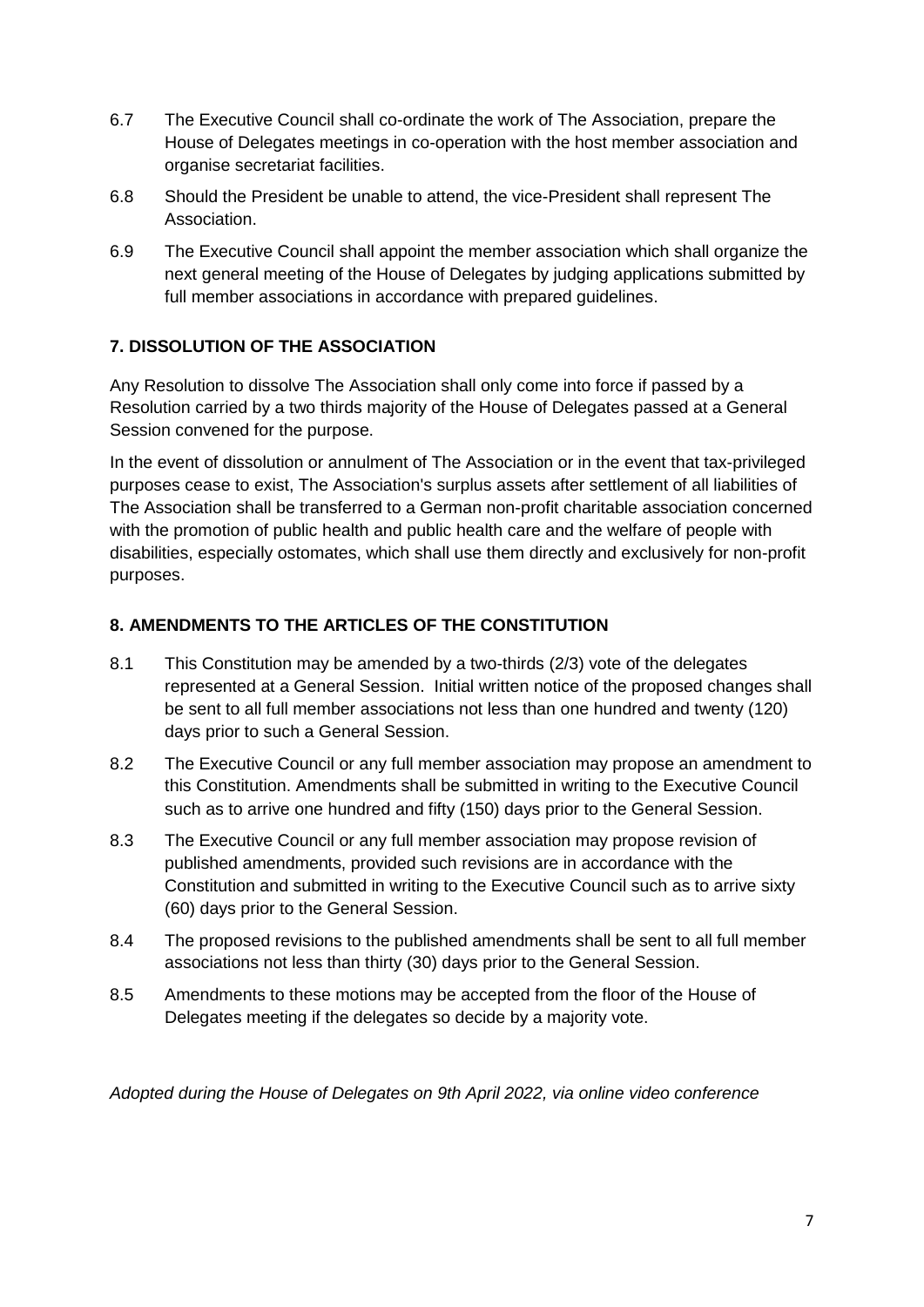6.7 The Executive Council shall co-ordinate the work of The Association, prepare the House of Delegates meetings in co-operation with the host member association and organise secretariat facilities.

6.8 Should the President be unable to attend, the vice-President shall represent The Association.

6.9 The Executive Council shall appoint the member association which shall organize the next general meeting of the House of Delegates by judging applications submitted by full member associations in accordance with prepared guidelines.

## 7. DISSOLUTION OF THE ASSOCIATION

Any Resolution to dissolve The Association shall only come into force if passed by a Resolution carried by a two thirds majority of the House of Delegates passed at a General Session convened for the purpose.

In the event of dissolution or annulment of The Association or in the event that tax-privileged purposes cease to exist, The Association's surplus assets after settlement of all liabilities of The Association shall be transferred to a German non-profit charitable association concerned with the promotion of public health and public health care and the welfare of people with disabilities, especially ostomates, which shall use them directly and exclusively for non-profit purposes.

## 8. AMENDMENTS TO THE ARTICLES OF THE CONSTITUTION

8.1 This Constitution may be amended by a two-thirds (2/3) vote of the delegates represented at a General Session. Initial written notice of the proposed changes shall be sent to all full member associations not less than one hundred and twenty (120) days prior to such a General Session.

8.2 The Executive Council or any full member association may propose an amendment to this Constitution. Amendments shall be submitted in writing to the Executive Council such as to arrive one hundred and fifty (150) days prior to the General Session.

8.3 The Executive Council or any full member association may propose revision of published amendments, provided such revisions are in accordance with the Constitution and submitted in writing to the Executive Council such as to arrive sixty (60) days prior to the General Session.

8.4 The proposed revisions to the published amendments shall be sent to all full member associations not less than thirty (30) days prior to the General Session.

8.5 Amendments to these motions may be accepted from the floor of the House of Delegates meeting if the delegates so decide by a majority vote.

*Adopted during the House of Delegates on 9th April 2022, via online video conference*